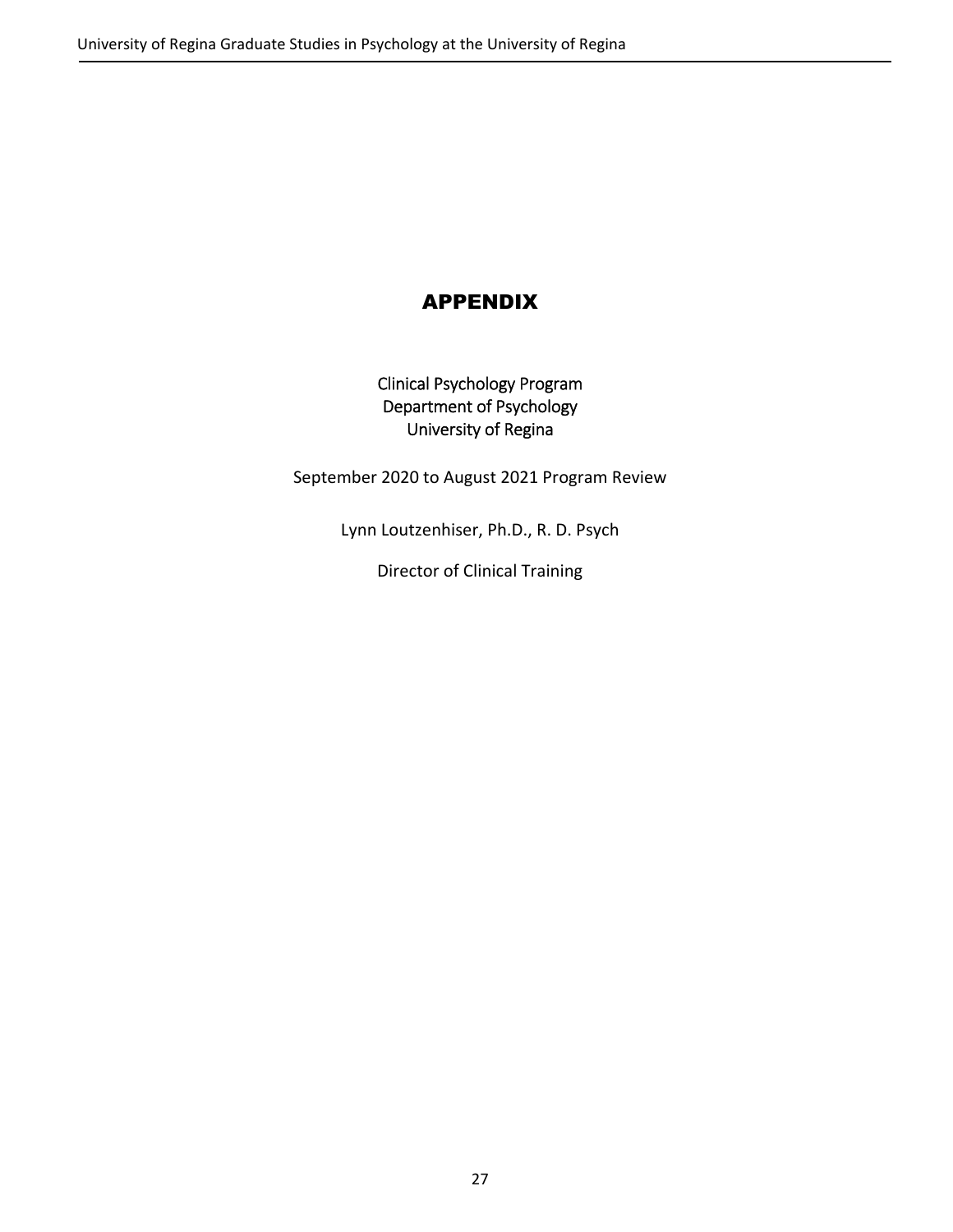# APPENDIX

Clinical Psychology Program
Department of Psychology
University of Regina

September 2020 to August 2021 Program Review

Lynn Loutzenhiser, Ph.D., R. D. Psych

Director of Clinical Training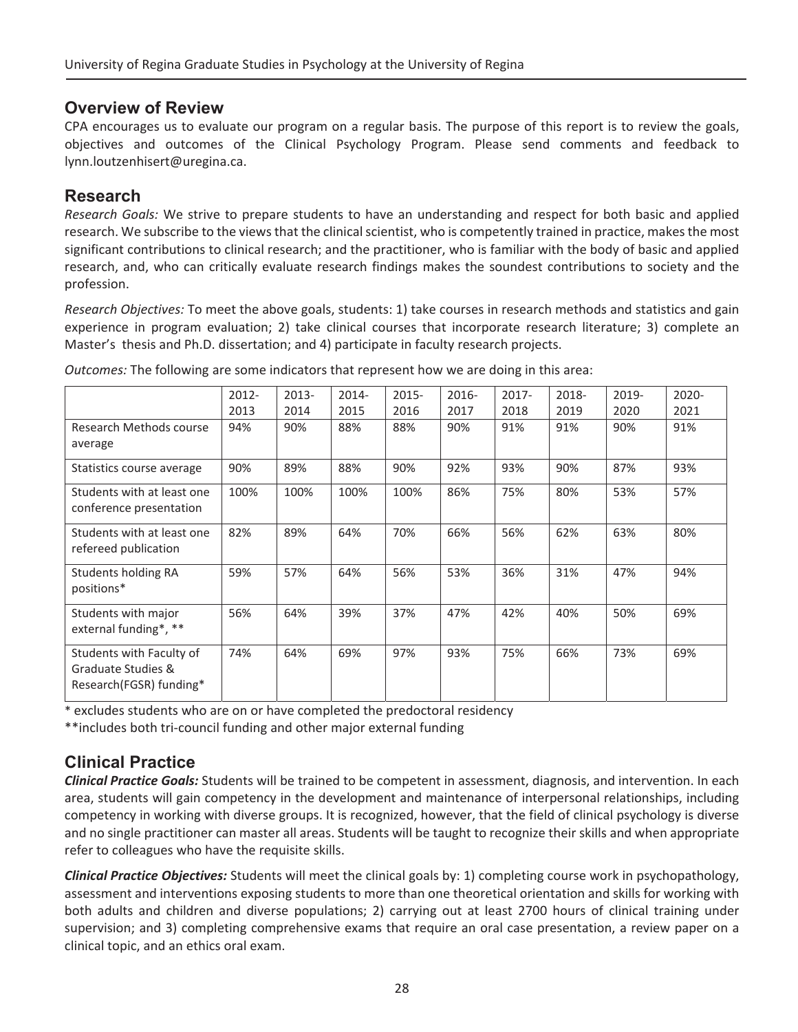## Overview of Review

CPA encourages us to evaluate our program on a regular basis. The purpose of this report is to review the goals, objectives and outcomes of the Clinical Psychology Program. Please send comments and feedback to lynn.loutzenhisert@uregina.ca.

## Research

*Research Goals:* We strive to prepare students to have an understanding and respect for both basic and applied research. We subscribe to the views that the clinical scientist, who is competently trained in practice, makes the most significant contributions to clinical research; and the practitioner, who is familiar with the body of basic and applied research, and, who can critically evaluate research findings makes the soundest contributions to society and the profession.

*Research Objectives:* To meet the above goals, students: 1) take courses in research methods and statistics and gain experience in program evaluation; 2) take clinical courses that incorporate research literature; 3) complete an Master's thesis and Ph.D. dissertation; and 4) participate in faculty research projects.

*Outcomes:* The following are some indicators that represent how we are doing in this area:

| | 2012-2013 | 2013-2014 | 2014-2015 | 2015-2016 | 2016-2017 | 2017-2018 | 2018-2019 | 2019-2020 | 2020-2021 |
|---|---|---|---|---|---|---|---|---|---|
| Research Methods course average | 94% | 90% | 88% | 88% | 90% | 91% | 91% | 90% | 91% |
| Statistics course average | 90% | 89% | 88% | 90% | 92% | 93% | 90% | 87% | 93% |
| Students with at least one conference presentation | 100% | 100% | 100% | 100% | 86% | 75% | 80% | 53% | 57% |
| Students with at least one refereed publication | 82% | 89% | 64% | 70% | 66% | 56% | 62% | 63% | 80% |
| Students holding RA positions* | 59% | 57% | 64% | 56% | 53% | 36% | 31% | 47% | 94% |
| Students with major external funding*, ** | 56% | 64% | 39% | 37% | 47% | 42% | 40% | 50% | 69% |
| Students with Faculty of Graduate Studies & Research(FGSR) funding* | 74% | 64% | 69% | 97% | 93% | 75% | 66% | 73% | 69% |

\* excludes students who are on or have completed the predoctoral residency

\*\*includes both tri-council funding and other major external funding

## Clinical Practice

***Clinical Practice Goals:*** Students will be trained to be competent in assessment, diagnosis, and intervention. In each area, students will gain competency in the development and maintenance of interpersonal relationships, including competency in working with diverse groups. It is recognized, however, that the field of clinical psychology is diverse and no single practitioner can master all areas. Students will be taught to recognize their skills and when appropriate refer to colleagues who have the requisite skills.

***Clinical Practice Objectives:*** Students will meet the clinical goals by: 1) completing course work in psychopathology, assessment and interventions exposing students to more than one theoretical orientation and skills for working with both adults and children and diverse populations; 2) carrying out at least 2700 hours of clinical training under supervision; and 3) completing comprehensive exams that require an oral case presentation, a review paper on a clinical topic, and an ethics oral exam.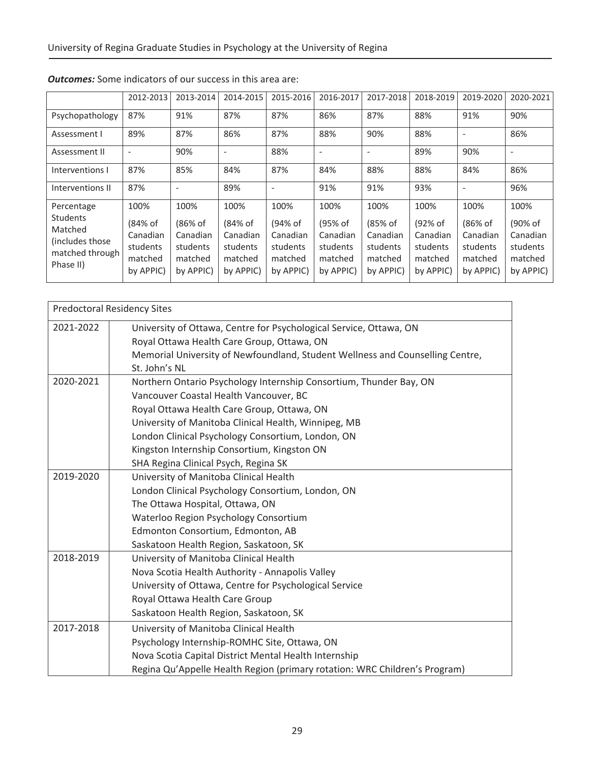***Outcomes:*** Some indicators of our success in this area are:

| | 2012-2013 | 2013-2014 | 2014-2015 | 2015-2016 | 2016-2017 | 2017-2018 | 2018-2019 | 2019-2020 | 2020-2021 |
|---|---|---|---|---|---|---|---|---|---|
| Psychopathology | 87% | 91% | 87% | 87% | 86% | 87% | 88% | 91% | 90% |
| Assessment I | 89% | 87% | 86% | 87% | 88% | 90% | 88% | - | 86% |
| Assessment II | - | 90% | - | 88% | - | - | 89% | 90% | - |
| Interventions I | 87% | 85% | 84% | 87% | 84% | 88% | 88% | 84% | 86% |
| Interventions II | 87% | - | 89% | - | 91% | 91% | 93% | - | 96% |
| Percentage Students Matched (includes those matched through Phase II) | 100% (84% of Canadian students matched by APPIC) | 100% (86% of Canadian students matched by APPIC) | 100% (84% of Canadian students matched by APPIC) | 100% (94% of Canadian students matched by APPIC) | 100% (95% of Canadian students matched by APPIC) | 100% (85% of Canadian students matched by APPIC) | 100% (92% of Canadian students matched by APPIC) | 100% (86% of Canadian students matched by APPIC) | 100% (90% of Canadian students matched by APPIC) |

| Predoctoral Residency Sites | |
|---|---|
| 2021-2022 | University of Ottawa, Centre for Psychological Service, Ottawa, ON<br>Royal Ottawa Health Care Group, Ottawa, ON<br>Memorial University of Newfoundland, Student Wellness and Counselling Centre, St. John's NL |
| 2020-2021 | Northern Ontario Psychology Internship Consortium, Thunder Bay, ON<br>Vancouver Coastal Health Vancouver, BC<br>Royal Ottawa Health Care Group, Ottawa, ON<br>University of Manitoba Clinical Health, Winnipeg, MB<br>London Clinical Psychology Consortium, London, ON<br>Kingston Internship Consortium, Kingston ON<br>SHA Regina Clinical Psych, Regina SK |
| 2019-2020 | University of Manitoba Clinical Health<br>London Clinical Psychology Consortium, London, ON<br>The Ottawa Hospital, Ottawa, ON<br>Waterloo Region Psychology Consortium<br>Edmonton Consortium, Edmonton, AB<br>Saskatoon Health Region, Saskatoon, SK |
| 2018-2019 | University of Manitoba Clinical Health<br>Nova Scotia Health Authority - Annapolis Valley<br>University of Ottawa, Centre for Psychological Service<br>Royal Ottawa Health Care Group<br>Saskatoon Health Region, Saskatoon, SK |
| 2017-2018 | University of Manitoba Clinical Health<br>Psychology Internship-ROMHC Site, Ottawa, ON<br>Nova Scotia Capital District Mental Health Internship<br>Regina Qu'Appelle Health Region (primary rotation: WRC Children's Program) |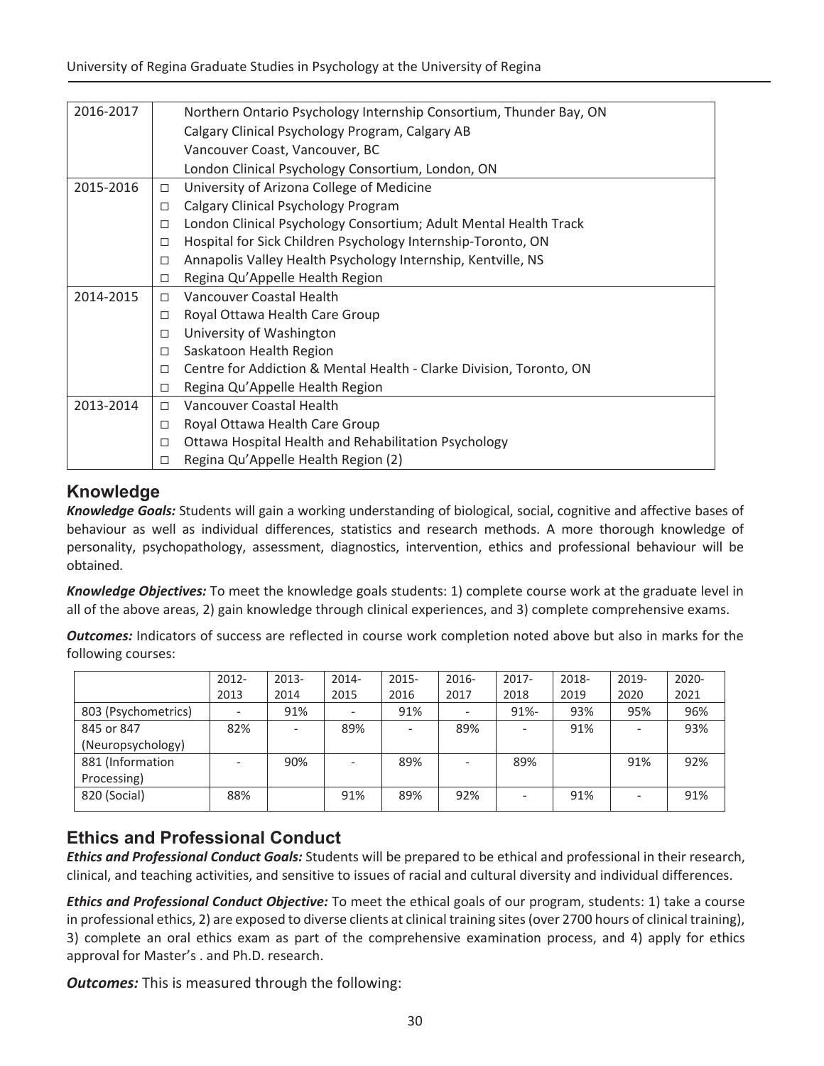| | |
|---|---|
| 2016-2017 | Northern Ontario Psychology Internship Consortium, Thunder Bay, ON<br>Calgary Clinical Psychology Program, Calgary AB<br>Vancouver Coast, Vancouver, BC<br>London Clinical Psychology Consortium, London, ON |
| 2015-2016 | □ University of Arizona College of Medicine<br>□ Calgary Clinical Psychology Program<br>□ London Clinical Psychology Consortium; Adult Mental Health Track<br>□ Hospital for Sick Children Psychology Internship-Toronto, ON<br>□ Annapolis Valley Health Psychology Internship, Kentville, NS<br>□ Regina Qu'Appelle Health Region |
| 2014-2015 | □ Vancouver Coastal Health<br>□ Royal Ottawa Health Care Group<br>□ University of Washington<br>□ Saskatoon Health Region<br>□ Centre for Addiction & Mental Health - Clarke Division, Toronto, ON<br>□ Regina Qu'Appelle Health Region |
| 2013-2014 | □ Vancouver Coastal Health<br>□ Royal Ottawa Health Care Group<br>□ Ottawa Hospital Health and Rehabilitation Psychology<br>□ Regina Qu'Appelle Health Region (2) |

## Knowledge

***Knowledge Goals:*** Students will gain a working understanding of biological, social, cognitive and affective bases of behaviour as well as individual differences, statistics and research methods. A more thorough knowledge of personality, psychopathology, assessment, diagnostics, intervention, ethics and professional behaviour will be obtained.

***Knowledge Objectives:*** To meet the knowledge goals students: 1) complete course work at the graduate level in all of the above areas, 2) gain knowledge through clinical experiences, and 3) complete comprehensive exams.

***Outcomes:*** Indicators of success are reflected in course work completion noted above but also in marks for the following courses:

| | 2012-2013 | 2013-2014 | 2014-2015 | 2015-2016 | 2016-2017 | 2017-2018 | 2018-2019 | 2019-2020 | 2020-2021 |
|---|---|---|---|---|---|---|---|---|---|
| 803 (Psychometrics) | - | 91% | - | 91% | - | 91%- | 93% | 95% | 96% |
| 845 or 847 (Neuropsychology) | 82% | - | 89% | - | 89% | - | 91% | - | 93% |
| 881 (Information Processing) | - | 90% | - | 89% | - | 89% | | 91% | 92% |
| 820 (Social) | 88% | | 91% | 89% | 92% | - | 91% | - | 91% |

## Ethics and Professional Conduct

***Ethics and Professional Conduct Goals:*** Students will be prepared to be ethical and professional in their research, clinical, and teaching activities, and sensitive to issues of racial and cultural diversity and individual differences.

***Ethics and Professional Conduct Objective:*** To meet the ethical goals of our program, students: 1) take a course in professional ethics, 2) are exposed to diverse clients at clinical training sites (over 2700 hours of clinical training), 3) complete an oral ethics exam as part of the comprehensive examination process, and 4) apply for ethics approval for Master's . and Ph.D. research.

***Outcomes:*** This is measured through the following: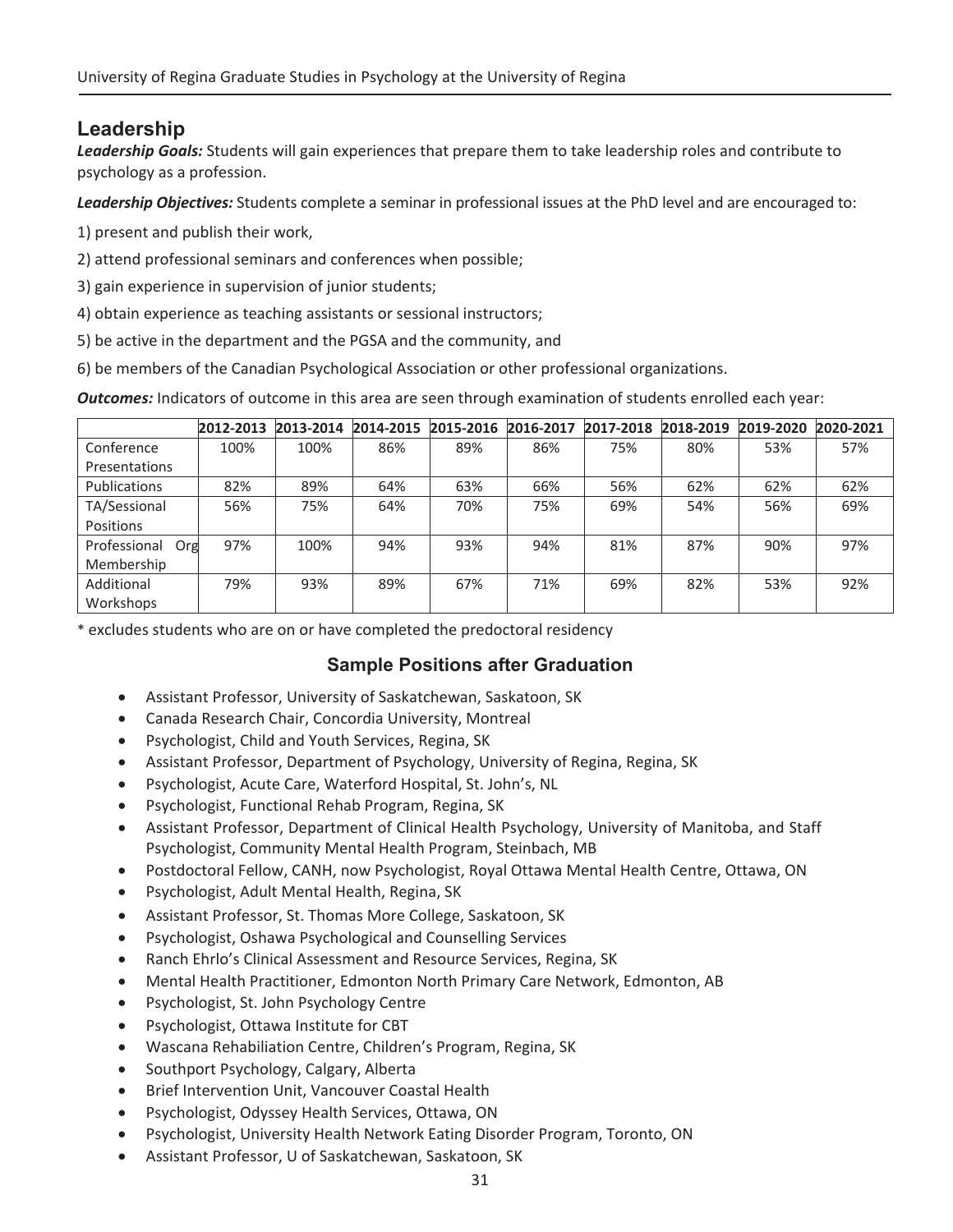## Leadership

***Leadership Goals:*** Students will gain experiences that prepare them to take leadership roles and contribute to psychology as a profession.

***Leadership Objectives:*** Students complete a seminar in professional issues at the PhD level and are encouraged to:

1) present and publish their work,

2) attend professional seminars and conferences when possible;

3) gain experience in supervision of junior students;

4) obtain experience as teaching assistants or sessional instructors;

5) be active in the department and the PGSA and the community, and

6) be members of the Canadian Psychological Association or other professional organizations.

***Outcomes:*** Indicators of outcome in this area are seen through examination of students enrolled each year:

| | 2012-2013 | 2013-2014 | 2014-2015 | 2015-2016 | 2016-2017 | 2017-2018 | 2018-2019 | 2019-2020 | 2020-2021 |
|---|---|---|---|---|---|---|---|---|---|
| Conference Presentations | 100% | 100% | 86% | 89% | 86% | 75% | 80% | 53% | 57% |
| Publications | 82% | 89% | 64% | 63% | 66% | 56% | 62% | 62% | 62% |
| TA/Sessional Positions | 56% | 75% | 64% | 70% | 75% | 69% | 54% | 56% | 69% |
| Professional Org Membership | 97% | 100% | 94% | 93% | 94% | 81% | 87% | 90% | 97% |
| Additional Workshops | 79% | 93% | 89% | 67% | 71% | 69% | 82% | 53% | 92% |

* excludes students who are on or have completed the predoctoral residency

### Sample Positions after Graduation

- Assistant Professor, University of Saskatchewan, Saskatoon, SK
- Canada Research Chair, Concordia University, Montreal
- Psychologist, Child and Youth Services, Regina, SK
- Assistant Professor, Department of Psychology, University of Regina, Regina, SK
- Psychologist, Acute Care, Waterford Hospital, St. John's, NL
- Psychologist, Functional Rehab Program, Regina, SK
- Assistant Professor, Department of Clinical Health Psychology, University of Manitoba, and Staff Psychologist, Community Mental Health Program, Steinbach, MB
- Postdoctoral Fellow, CANH, now Psychologist, Royal Ottawa Mental Health Centre, Ottawa, ON
- Psychologist, Adult Mental Health, Regina, SK
- Assistant Professor, St. Thomas More College, Saskatoon, SK
- Psychologist, Oshawa Psychological and Counselling Services
- Ranch Ehrlo's Clinical Assessment and Resource Services, Regina, SK
- Mental Health Practitioner, Edmonton North Primary Care Network, Edmonton, AB
- Psychologist, St. John Psychology Centre
- Psychologist, Ottawa Institute for CBT
- Wascana Rehabiliation Centre, Children's Program, Regina, SK
- Southport Psychology, Calgary, Alberta
- Brief Intervention Unit, Vancouver Coastal Health
- Psychologist, Odyssey Health Services, Ottawa, ON
- Psychologist, University Health Network Eating Disorder Program, Toronto, ON
- Assistant Professor, U of Saskatchewan, Saskatoon, SK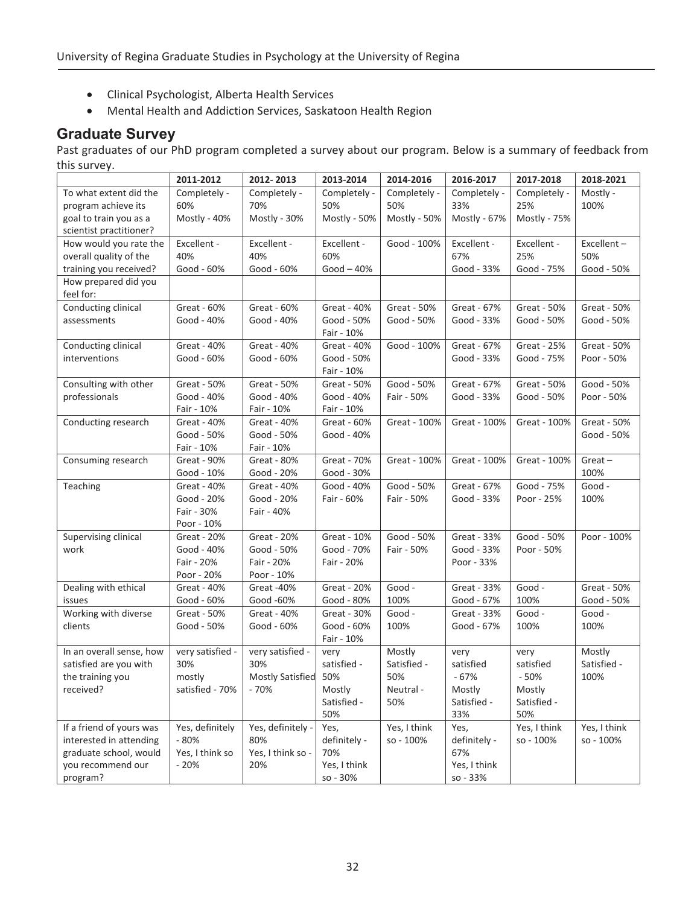- Clinical Psychologist, Alberta Health Services
- Mental Health and Addiction Services, Saskatoon Health Region

## Graduate Survey

Past graduates of our PhD program completed a survey about our program. Below is a summary of feedback from this survey.

| | 2011-2012 | 2012- 2013 | 2013-2014 | 2014-2016 | 2016-2017 | 2017-2018 | 2018-2021 |
|---|---|---|---|---|---|---|---|
| To what extent did the program achieve its goal to train you as a scientist practitioner? | Completely - 60% Mostly - 40% | Completely - 70% Mostly - 30% | Completely - 50% Mostly - 50% | Completely - 50% Mostly - 50% | Completely - 33% Mostly - 67% | Completely - 25% Mostly - 75% | Mostly - 100% |
| How would you rate the overall quality of the training you received? | Excellent - 40% Good - 60% | Excellent - 40% Good - 60% | Excellent - 60% Good – 40% | Good - 100% | Excellent - 67% Good - 33% | Excellent - 25% Good - 75% | Excellent – 50% Good - 50% |
| How prepared did you feel for: | | | | | | | |
| Conducting clinical assessments | Great - 60% Good - 40% | Great - 60% Good - 40% | Great - 40% Good - 50% Fair - 10% | Great - 50% Good - 50% | Great - 67% Good - 33% | Great - 50% Good - 50% | Great - 50% Good - 50% |
| Conducting clinical interventions | Great - 40% Good - 60% | Great - 40% Good - 60% | Great - 40% Good - 50% Fair - 10% | Good - 100% | Great - 67% Good - 33% | Great - 25% Good - 75% | Great - 50% Poor - 50% |
| Consulting with other professionals | Great - 50% Good - 40% Fair - 10% | Great - 50% Good - 40% Fair - 10% | Great - 50% Good - 40% Fair - 10% | Good - 50% Fair - 50% | Great - 67% Good - 33% | Great - 50% Good - 50% | Good - 50% Poor - 50% |
| Conducting research | Great - 40% Good - 50% Fair - 10% | Great - 40% Good - 50% Fair - 10% | Great - 60% Good - 40% | Great - 100% | Great - 100% | Great - 100% | Great - 50% Good - 50% |
| Consuming research | Great - 90% Good - 10% | Great - 80% Good - 20% | Great - 70% Good - 30% | Great - 100% | Great - 100% | Great - 100% | Great – 100% |
| Teaching | Great - 40% Good - 20% Fair - 30% Poor - 10% | Great - 40% Good - 20% Fair - 40% | Good - 40% Fair - 60% | Good - 50% Fair - 50% | Great - 67% Good - 33% | Good - 75% Poor - 25% | Good - 100% |
| Supervising clinical work | Great - 20% Good - 40% Fair - 20% Poor - 20% | Great - 20% Good - 50% Fair - 20% Poor - 10% | Great - 10% Good - 70% Fair - 20% | Good - 50% Fair - 50% | Great - 33% Good - 33% Poor - 33% | Good - 50% Poor - 50% | Poor - 100% |
| Dealing with ethical issues | Great - 40% Good - 60% | Great -40% Good -60% | Great - 20% Good - 80% | Good - 100% | Great - 33% Good - 67% | Good - 100% | Great - 50% Good - 50% |
| Working with diverse clients | Great - 50% Good - 50% | Great - 40% Good - 60% | Great - 30% Good - 60% Fair - 10% | Good - 100% | Great - 33% Good - 67% | Good - 100% | Good - 100% |
| In an overall sense, how satisfied are you with the training you received? | very satisfied - 30% mostly satisfied - 70% | very satisfied - 30% Mostly Satisfied - 70% | very satisfied - 50% Mostly Satisfied - 50% | Mostly Satisfied - 50% Neutral - 50% | very satisfied - 67% Mostly Satisfied - 33% | very satisfied - 50% Mostly Satisfied - 50% | Mostly Satisfied - 100% |
| If a friend of yours was interested in attending graduate school, would you recommend our program? | Yes, definitely - 80% Yes, I think so - 20% | Yes, definitely - 80% Yes, I think so - 20% | Yes, definitely - 70% Yes, I think so - 30% | Yes, I think so - 100% | Yes, definitely - 67% Yes, I think so - 33% | Yes, I think so - 100% | Yes, I think so - 100% |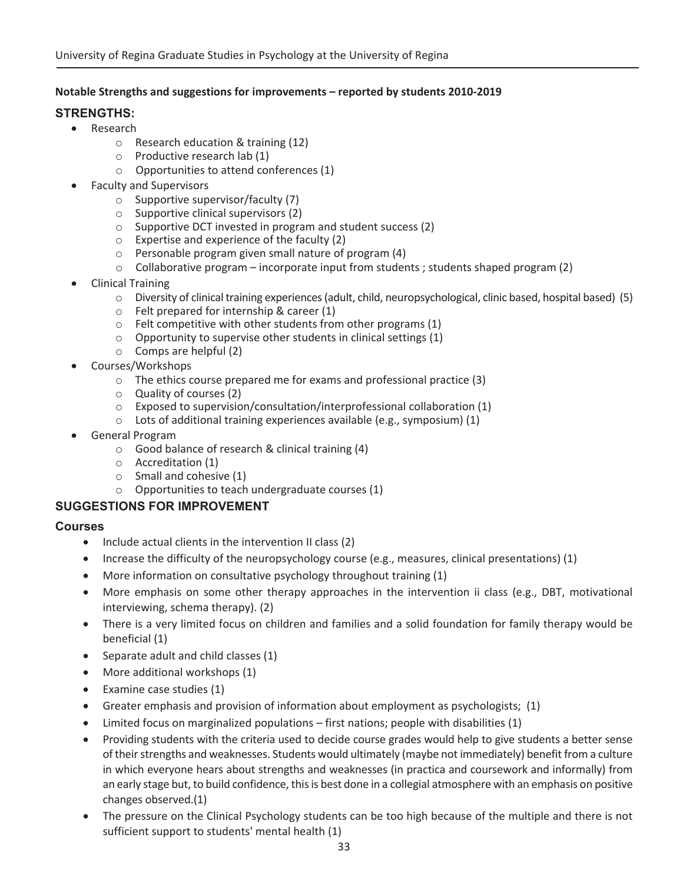**Notable Strengths and suggestions for improvements – reported by students 2010-2019**

## STRENGTHS:

- Research
  - Research education & training (12)
  - Productive research lab (1)
  - Opportunities to attend conferences (1)
- Faculty and Supervisors
  - Supportive supervisor/faculty (7)
  - Supportive clinical supervisors (2)
  - Supportive DCT invested in program and student success (2)
  - Expertise and experience of the faculty (2)
  - Personable program given small nature of program (4)
  - Collaborative program – incorporate input from students ; students shaped program (2)
- Clinical Training
  - Diversity of clinical training experiences (adult, child, neuropsychological, clinic based, hospital based) (5)
  - Felt prepared for internship & career (1)
  - Felt competitive with other students from other programs (1)
  - Opportunity to supervise other students in clinical settings (1)
  - Comps are helpful (2)
- Courses/Workshops
  - The ethics course prepared me for exams and professional practice (3)
  - Quality of courses (2)
  - Exposed to supervision/consultation/interprofessional collaboration (1)
  - Lots of additional training experiences available (e.g., symposium) (1)
- General Program
  - Good balance of research & clinical training (4)
  - Accreditation (1)
  - Small and cohesive (1)
  - Opportunities to teach undergraduate courses (1)

## SUGGESTIONS FOR IMPROVEMENT

### Courses

- Include actual clients in the intervention II class (2)
- Increase the difficulty of the neuropsychology course (e.g., measures, clinical presentations) (1)
- More information on consultative psychology throughout training (1)
- More emphasis on some other therapy approaches in the intervention ii class (e.g., DBT, motivational interviewing, schema therapy). (2)
- There is a very limited focus on children and families and a solid foundation for family therapy would be beneficial (1)
- Separate adult and child classes (1)
- More additional workshops (1)
- Examine case studies (1)
- Greater emphasis and provision of information about employment as psychologists; (1)
- Limited focus on marginalized populations – first nations; people with disabilities (1)
- Providing students with the criteria used to decide course grades would help to give students a better sense of their strengths and weaknesses. Students would ultimately (maybe not immediately) benefit from a culture in which everyone hears about strengths and weaknesses (in practica and coursework and informally) from an early stage but, to build confidence, this is best done in a collegial atmosphere with an emphasis on positive changes observed.(1)
- The pressure on the Clinical Psychology students can be too high because of the multiple and there is not sufficient support to students' mental health (1)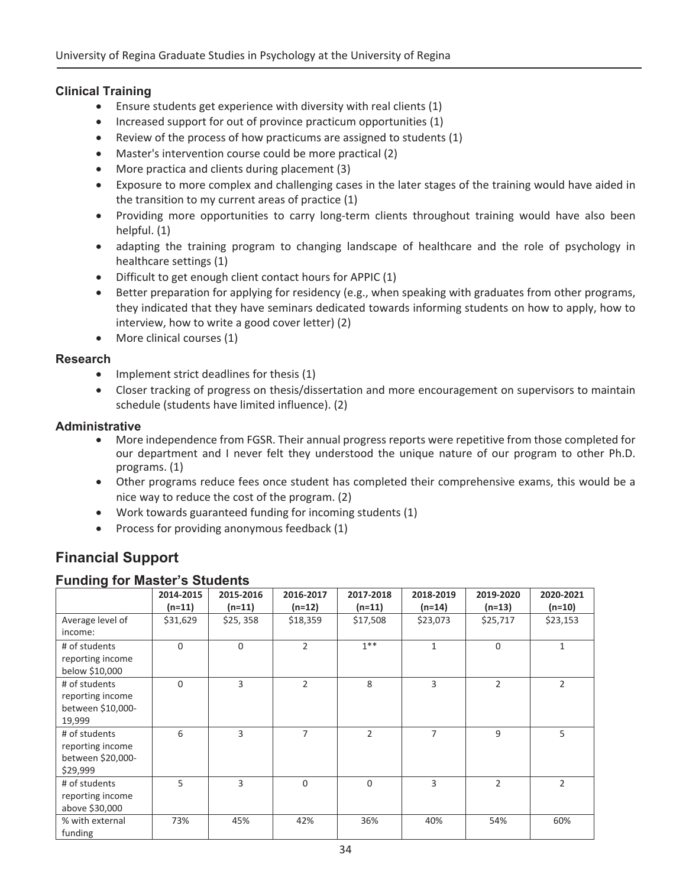### Clinical Training

- Ensure students get experience with diversity with real clients (1)
- Increased support for out of province practicum opportunities (1)
- Review of the process of how practicums are assigned to students (1)
- Master's intervention course could be more practical (2)
- More practica and clients during placement (3)
- Exposure to more complex and challenging cases in the later stages of the training would have aided in the transition to my current areas of practice (1)
- Providing more opportunities to carry long-term clients throughout training would have also been helpful. (1)
- adapting the training program to changing landscape of healthcare and the role of psychology in healthcare settings (1)
- Difficult to get enough client contact hours for APPIC (1)
- Better preparation for applying for residency (e.g., when speaking with graduates from other programs, they indicated that they have seminars dedicated towards informing students on how to apply, how to interview, how to write a good cover letter) (2)
- More clinical courses (1)

### Research

- Implement strict deadlines for thesis (1)
- Closer tracking of progress on thesis/dissertation and more encouragement on supervisors to maintain schedule (students have limited influence). (2)

### Administrative

- More independence from FGSR. Their annual progress reports were repetitive from those completed for our department and I never felt they understood the unique nature of our program to other Ph.D. programs. (1)
- Other programs reduce fees once student has completed their comprehensive exams, this would be a nice way to reduce the cost of the program. (2)
- Work towards guaranteed funding for incoming students (1)
- Process for providing anonymous feedback (1)

## Financial Support

### Funding for Master's Students

| | 2014-2015 (n=11) | 2015-2016 (n=11) | 2016-2017 (n=12) | 2017-2018 (n=11) | 2018-2019 (n=14) | 2019-2020 (n=13) | 2020-2021 (n=10) |
|---|---|---|---|---|---|---|---|
| Average level of income: | $31,629 | $25, 358 | $18,359 | $17,508 | $23,073 | $25,717 | $23,153 |
| # of students reporting income below $10,000 | 0 | 0 | 2 | 1** | 1 | 0 | 1 |
| # of students reporting income between $10,000-19,999 | 0 | 3 | 2 | 8 | 3 | 2 | 2 |
| # of students reporting income between $20,000-$29,999 | 6 | 3 | 7 | 2 | 7 | 9 | 5 |
| # of students reporting income above $30,000 | 5 | 3 | 0 | 0 | 3 | 2 | 2 |
| % with external funding | 73% | 45% | 42% | 36% | 40% | 54% | 60% |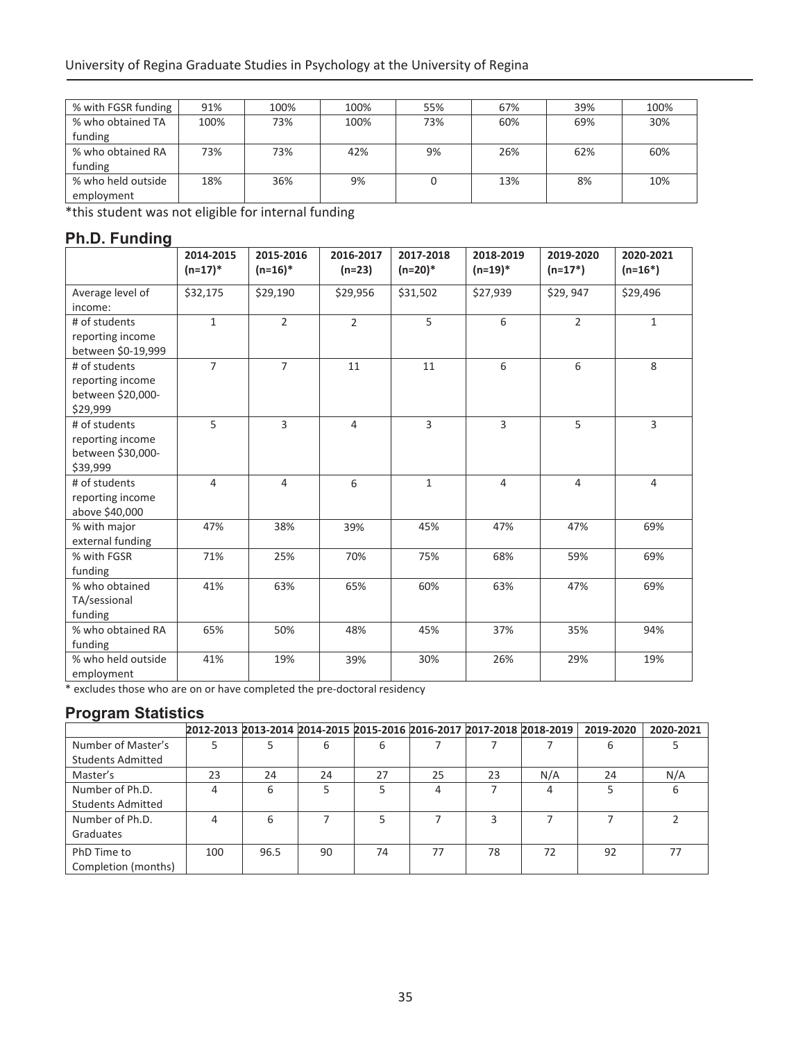| % with FGSR funding | 91% | 100% | 100% | 55% | 67% | 39% | 100% |
|---|---|---|---|---|---|---|---|
| % who obtained TA funding | 100% | 73% | 100% | 73% | 60% | 69% | 30% |
| % who obtained RA funding | 73% | 73% | 42% | 9% | 26% | 62% | 60% |
| % who held outside employment | 18% | 36% | 9% | 0 | 13% | 8% | 10% |

*this student was not eligible for internal funding

## Ph.D. Funding

| | 2014-2015 (n=17)* | 2015-2016 (n=16)* | 2016-2017 (n=23) | 2017-2018 (n=20)* | 2018-2019 (n=19)* | 2019-2020 (n=17*) | 2020-2021 (n=16*) |
|---|---|---|---|---|---|---|---|
| Average level of income: | $32,175 | $29,190 | $29,956 | $31,502 | $27,939 | $29, 947 | $29,496 |
| # of students reporting income between $0-19,999 | 1 | 2 | 2 | 5 | 6 | 2 | 1 |
| # of students reporting income between $20,000-$29,999 | 7 | 7 | 11 | 11 | 6 | 6 | 8 |
| # of students reporting income between $30,000-$39,999 | 5 | 3 | 4 | 3 | 3 | 5 | 3 |
| # of students reporting income above $40,000 | 4 | 4 | 6 | 1 | 4 | 4 | 4 |
| % with major external funding | 47% | 38% | 39% | 45% | 47% | 47% | 69% |
| % with FGSR funding | 71% | 25% | 70% | 75% | 68% | 59% | 69% |
| % who obtained TA/sessional funding | 41% | 63% | 65% | 60% | 63% | 47% | 69% |
| % who obtained RA funding | 65% | 50% | 48% | 45% | 37% | 35% | 94% |
| % who held outside employment | 41% | 19% | 39% | 30% | 26% | 29% | 19% |

* excludes those who are on or have completed the pre-doctoral residency

## Program Statistics

| | 2012-2013 | 2013-2014 | 2014-2015 | 2015-2016 | 2016-2017 | 2017-2018 | 2018-2019 | 2019-2020 | 2020-2021 |
|---|---|---|---|---|---|---|---|---|---|
| Number of Master's Students Admitted | 5 | 5 | 6 | 6 | 7 | 7 | 7 | 6 | 5 |
| Master's | 23 | 24 | 24 | 27 | 25 | 23 | N/A | 24 | N/A |
| Number of Ph.D. Students Admitted | 4 | 6 | 5 | 5 | 4 | 7 | 4 | 5 | 6 |
| Number of Ph.D. Graduates | 4 | 6 | 7 | 5 | 7 | 3 | 7 | 7 | 2 |
| PhD Time to Completion (months) | 100 | 96.5 | 90 | 74 | 77 | 78 | 72 | 92 | 77 |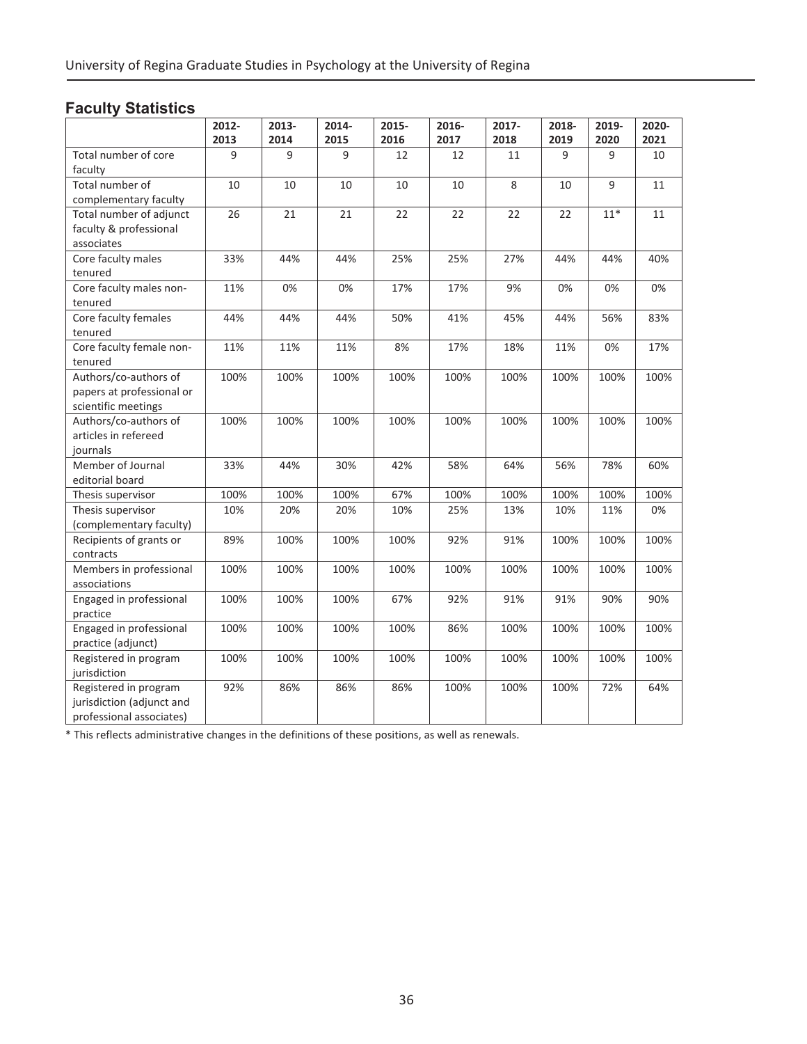## Faculty Statistics

| | 2012-2013 | 2013-2014 | 2014-2015 | 2015-2016 | 2016-2017 | 2017-2018 | 2018-2019 | 2019-2020 | 2020-2021 |
|---|---|---|---|---|---|---|---|---|---|
| Total number of core faculty | 9 | 9 | 9 | 12 | 12 | 11 | 9 | 9 | 10 |
| Total number of complementary faculty | 10 | 10 | 10 | 10 | 10 | 8 | 10 | 9 | 11 |
| Total number of adjunct faculty & professional associates | 26 | 21 | 21 | 22 | 22 | 22 | 22 | 11* | 11 |
| Core faculty males tenured | 33% | 44% | 44% | 25% | 25% | 27% | 44% | 44% | 40% |
| Core faculty males non-tenured | 11% | 0% | 0% | 17% | 17% | 9% | 0% | 0% | 0% |
| Core faculty females tenured | 44% | 44% | 44% | 50% | 41% | 45% | 44% | 56% | 83% |
| Core faculty female non-tenured | 11% | 11% | 11% | 8% | 17% | 18% | 11% | 0% | 17% |
| Authors/co-authors of papers at professional or scientific meetings | 100% | 100% | 100% | 100% | 100% | 100% | 100% | 100% | 100% |
| Authors/co-authors of articles in refereed journals | 100% | 100% | 100% | 100% | 100% | 100% | 100% | 100% | 100% |
| Member of Journal editorial board | 33% | 44% | 30% | 42% | 58% | 64% | 56% | 78% | 60% |
| Thesis supervisor | 100% | 100% | 100% | 67% | 100% | 100% | 100% | 100% | 100% |
| Thesis supervisor (complementary faculty) | 10% | 20% | 20% | 10% | 25% | 13% | 10% | 11% | 0% |
| Recipients of grants or contracts | 89% | 100% | 100% | 100% | 92% | 91% | 100% | 100% | 100% |
| Members in professional associations | 100% | 100% | 100% | 100% | 100% | 100% | 100% | 100% | 100% |
| Engaged in professional practice | 100% | 100% | 100% | 67% | 92% | 91% | 91% | 90% | 90% |
| Engaged in professional practice (adjunct) | 100% | 100% | 100% | 100% | 86% | 100% | 100% | 100% | 100% |
| Registered in program jurisdiction | 100% | 100% | 100% | 100% | 100% | 100% | 100% | 100% | 100% |
| Registered in program jurisdiction (adjunct and professional associates) | 92% | 86% | 86% | 86% | 100% | 100% | 100% | 72% | 64% |

* This reflects administrative changes in the definitions of these positions, as well as renewals.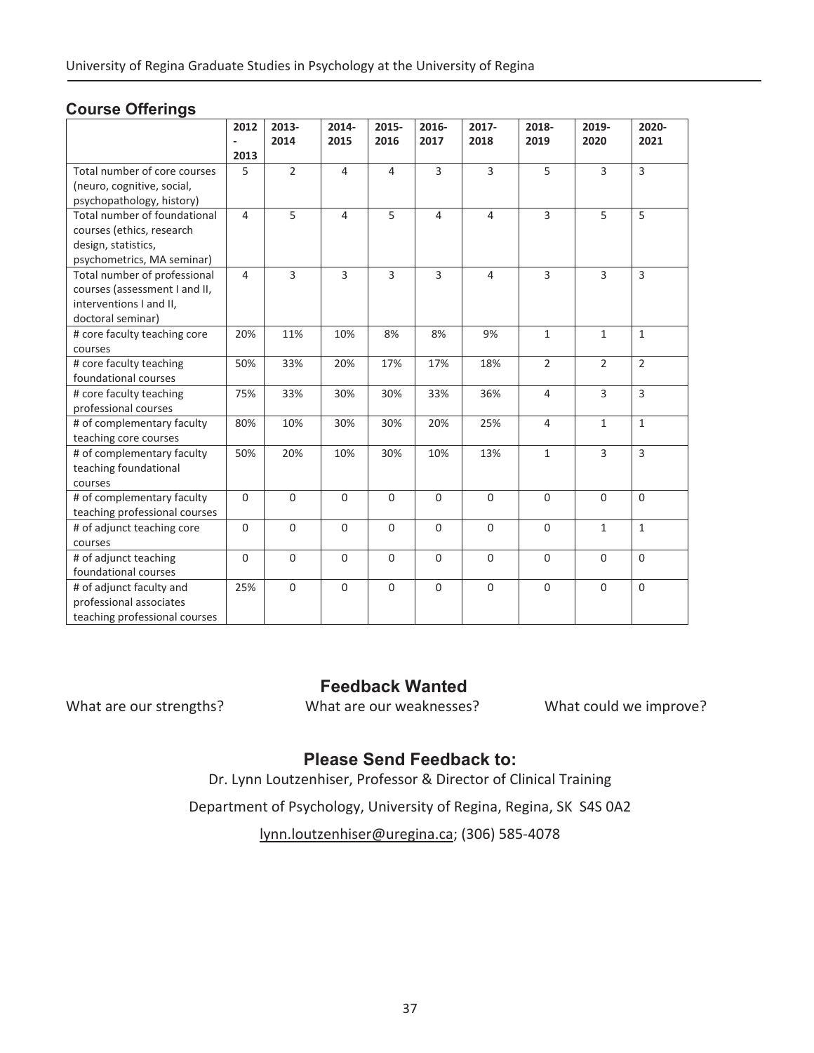## Course Offerings

| | 2012 - 2013 | 2013-2014 | 2014-2015 | 2015-2016 | 2016-2017 | 2017-2018 | 2018-2019 | 2019-2020 | 2020-2021 |
|---|---|---|---|---|---|---|---|---|---|
| Total number of core courses (neuro, cognitive, social, psychopathology, history) | 5 | 2 | 4 | 4 | 3 | 3 | 5 | 3 | 3 |
| Total number of foundational courses (ethics, research design, statistics, psychometrics, MA seminar) | 4 | 5 | 4 | 5 | 4 | 4 | 3 | 5 | 5 |
| Total number of professional courses (assessment I and II, interventions I and II, doctoral seminar) | 4 | 3 | 3 | 3 | 3 | 4 | 3 | 3 | 3 |
| # core faculty teaching core courses | 20% | 11% | 10% | 8% | 8% | 9% | 1 | 1 | 1 |
| # core faculty teaching foundational courses | 50% | 33% | 20% | 17% | 17% | 18% | 2 | 2 | 2 |
| # core faculty teaching professional courses | 75% | 33% | 30% | 30% | 33% | 36% | 4 | 3 | 3 |
| # of complementary faculty teaching core courses | 80% | 10% | 30% | 30% | 20% | 25% | 4 | 1 | 1 |
| # of complementary faculty teaching foundational courses | 50% | 20% | 10% | 30% | 10% | 13% | 1 | 3 | 3 |
| # of complementary faculty teaching professional courses | 0 | 0 | 0 | 0 | 0 | 0 | 0 | 0 | 0 |
| # of adjunct teaching core courses | 0 | 0 | 0 | 0 | 0 | 0 | 0 | 1 | 1 |
| # of adjunct teaching foundational courses | 0 | 0 | 0 | 0 | 0 | 0 | 0 | 0 | 0 |
| # of adjunct faculty and professional associates teaching professional courses | 25% | 0 | 0 | 0 | 0 | 0 | 0 | 0 | 0 |

## Feedback Wanted

What are our strengths? What are our weaknesses? What could we improve?

## Please Send Feedback to:

Dr. Lynn Loutzenhiser, Professor & Director of Clinical Training

Department of Psychology, University of Regina, Regina, SK S4S 0A2

lynn.loutzenhiser@uregina.ca; (306) 585-4078